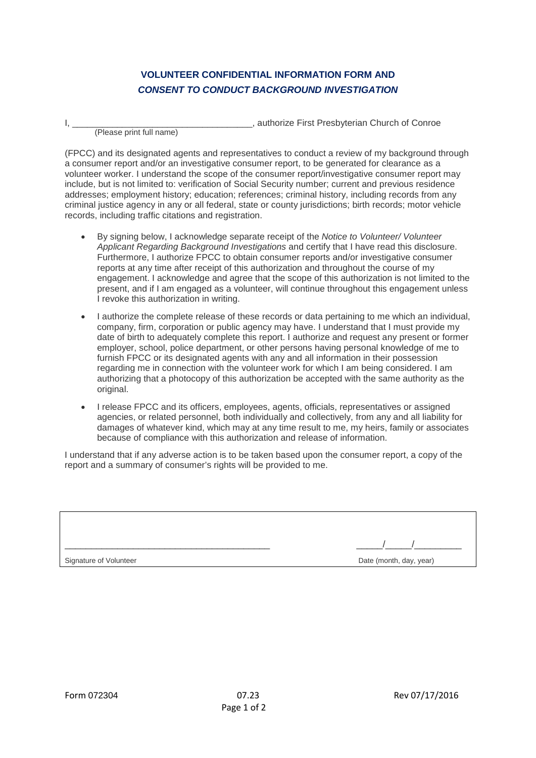## VOLUNTEER CONFIDENTIAL INFORMATION FORM AND

## *CONSENT TO CONDUCT BACKGROUND INVESTIGATION*

I, ___________________________________, authorize First Presbyterian Church of Conroe
(Please print full name)

(FPCC) and its designated agents and representatives to conduct a review of my background through a consumer report and/or an investigative consumer report, to be generated for clearance as a volunteer worker. I understand the scope of the consumer report/investigative consumer report may include, but is not limited to: verification of Social Security number; current and previous residence addresses; employment history; education; references; criminal history, including records from any criminal justice agency in any or all federal, state or county jurisdictions; birth records; motor vehicle records, including traffic citations and registration.

- By signing below, I acknowledge separate receipt of the *Notice to Volunteer/ Volunteer Applicant Regarding Background Investigations* and certify that I have read this disclosure. Furthermore, I authorize FPCC to obtain consumer reports and/or investigative consumer reports at any time after receipt of this authorization and throughout the course of my engagement. I acknowledge and agree that the scope of this authorization is not limited to the present, and if I am engaged as a volunteer, will continue throughout this engagement unless I revoke this authorization in writing.
- I authorize the complete release of these records or data pertaining to me which an individual, company, firm, corporation or public agency may have. I understand that I must provide my date of birth to adequately complete this report. I authorize and request any present or former employer, school, police department, or other persons having personal knowledge of me to furnish FPCC or its designated agents with any and all information in their possession regarding me in connection with the volunteer work for which I am being considered. I am authorizing that a photocopy of this authorization be accepted with the same authority as the original.
- I release FPCC and its officers, employees, agents, officials, representatives or assigned agencies, or related personnel, both individually and collectively, from any and all liability for damages of whatever kind, which may at any time result to me, my heirs, family or associates because of compliance with this authorization and release of information.

I understand that if any adverse action is to be taken based upon the consumer report, a copy of the report and a summary of consumer's rights will be provided to me.

___________________________________________ _____/_____/_________

Signature of Volunteer Date (month, day, year)

Form 072304 07.23 Rev 07/17/2016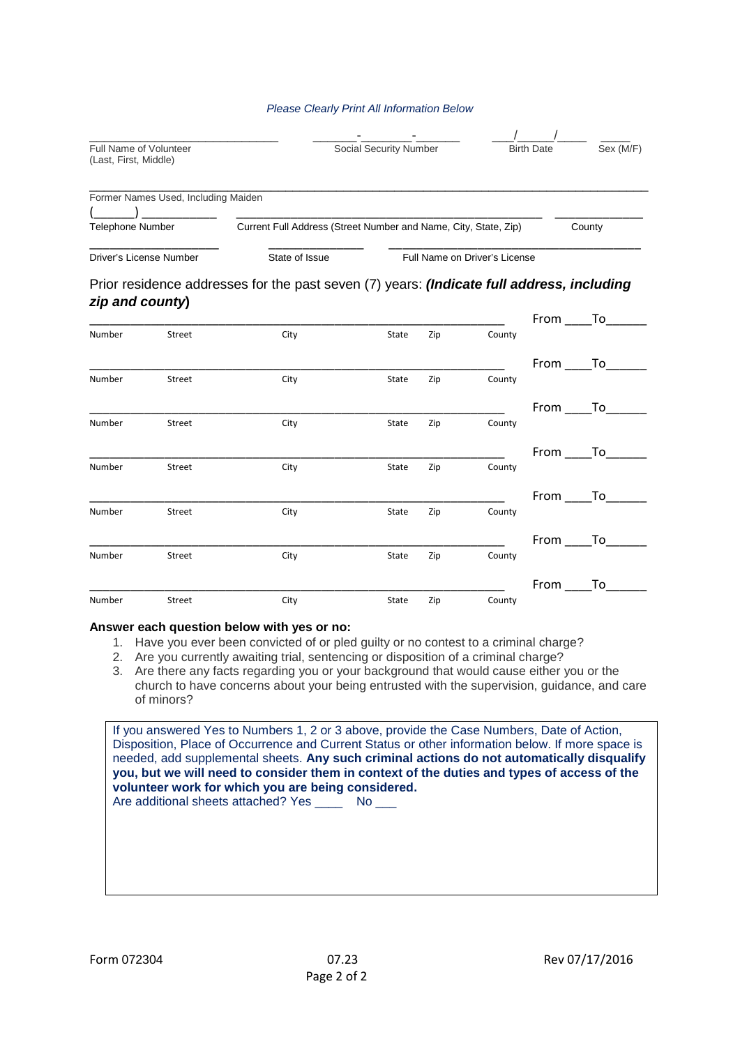*Please Clearly Print All Information Below*

\_\_\_\_\_\_\_\_\_\_\_\_\_\_\_\_\_\_\_\_\_\_\_\_\_\_\_\_\_\_ \_\_\_\_\_\_\_-\_\_\_\_\_\_\_\_-\_\_\_\_\_\_\_ \_\_\_/\_\_\_\_\_/\_\_\_\_ \_\_\_\_\_

Full Name of Volunteer (Last, First, Middle) | Social Security Number | Birth Date | Sex (M/F)

\_\_\_\_\_\_\_\_\_\_\_\_\_\_\_\_\_\_\_\_\_\_\_\_\_\_\_\_\_\_\_\_\_\_\_\_\_\_\_\_\_\_\_\_\_\_\_\_\_\_\_\_\_\_\_\_\_\_\_\_\_\_\_\_\_\_\_\_\_\_\_\_\_\_\_\_\_\_\_\_\_\_\_\_\_\_\_\_\_\_\_\_\_\_\_\_\_\_\_

Former Names Used, Including Maiden

(\_\_\_\_\_\_) \_\_\_\_\_\_\_\_\_\_\_ \_\_\_\_\_\_\_\_\_\_\_\_\_\_\_\_\_\_\_\_\_\_\_\_\_\_\_\_\_\_\_\_\_\_\_\_\_\_\_\_\_\_\_\_\_\_\_\_\_\_ \_\_\_\_\_\_\_\_\_\_\_\_\_\_

Telephone Number | Current Full Address (Street Number and Name, City, State, Zip) | County

\_\_\_\_\_\_\_\_\_\_\_\_\_\_\_\_\_\_\_\_\_ \_\_\_\_\_\_\_\_\_\_\_\_\_\_\_ \_\_\_\_\_\_\_\_\_\_\_\_\_\_\_\_\_\_\_\_\_\_\_\_\_\_\_\_\_\_\_\_\_\_\_\_\_\_\_\_\_\_

Driver's License Number | State of Issue | Full Name on Driver's License

Prior residence addresses for the past seven (7) years: ***(Indicate full address, including zip and county)***

| Number | Street | City | State | Zip | County | From / To |
|---|---|---|---|---|---|---|
| | | | | | | From \_\_\_\_To\_\_\_\_\_\_ |
| | | | | | | From \_\_\_\_To\_\_\_\_\_\_ |
| | | | | | | From \_\_\_\_To\_\_\_\_\_\_ |
| | | | | | | From \_\_\_\_To\_\_\_\_\_\_ |
| | | | | | | From \_\_\_\_To\_\_\_\_\_\_ |
| | | | | | | From \_\_\_\_To\_\_\_\_\_\_ |
| | | | | | | From \_\_\_\_To\_\_\_\_\_\_ |

**Answer each question below with yes or no:**

1. Have you ever been convicted of or pled guilty or no contest to a criminal charge?
2. Are you currently awaiting trial, sentencing or disposition of a criminal charge?
3. Are there any facts regarding you or your background that would cause either you or the church to have concerns about your being entrusted with the supervision, guidance, and care of minors?

If you answered Yes to Numbers 1, 2 or 3 above, provide the Case Numbers, Date of Action, Disposition, Place of Occurrence and Current Status or other information below. If more space is needed, add supplemental sheets. **Any such criminal actions do not automatically disqualify you, but we will need to consider them in context of the duties and types of access of the volunteer work for which you are being considered.**

Are additional sheets attached? Yes \_\_\_\_ No \_\_\_

Form 072304 | 07.23 | Rev 07/17/2016